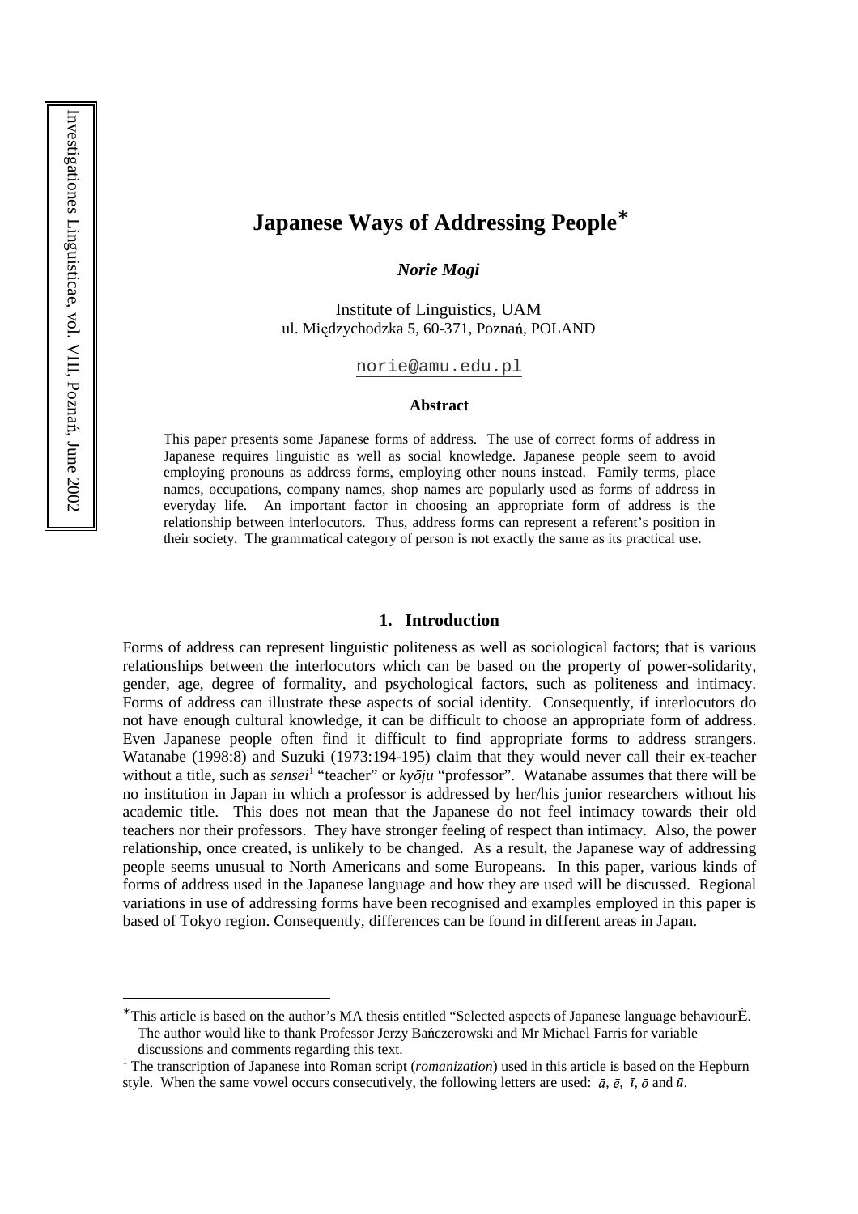# Japanese Ways of Addressing People[*]

***Norie Mogi***

Institute of Linguistics, UAM
ul. Międzychodzka 5, 60-371, Poznań, POLAND

norie@amu.edu.pl

### Abstract

This paper presents some Japanese forms of address. The use of correct forms of address in Japanese requires linguistic as well as social knowledge. Japanese people seem to avoid employing pronouns as address forms, employing other nouns instead. Family terms, place names, occupations, company names, shop names are popularly used as forms of address in everyday life. An important factor in choosing an appropriate form of address is the relationship between interlocutors. Thus, address forms can represent a referent's position in their society. The grammatical category of person is not exactly the same as its practical use.

## 1. Introduction

Forms of address can represent linguistic politeness as well as sociological factors; that is various relationships between the interlocutors which can be based on the property of power-solidarity, gender, age, degree of formality, and psychological factors, such as politeness and intimacy. Forms of address can illustrate these aspects of social identity. Consequently, if interlocutors do not have enough cultural knowledge, it can be difficult to choose an appropriate form of address. Even Japanese people often find it difficult to find appropriate forms to address strangers. Watanabe (1998:8) and Suzuki (1973:194-195) claim that they would never call their ex-teacher without a title, such as *sensei*[1] "teacher" or *kyōju* "professor". Watanabe assumes that there will be no institution in Japan in which a professor is addressed by her/his junior researchers without his academic title. This does not mean that the Japanese do not feel intimacy towards their old teachers nor their professors. They have stronger feeling of respect than intimacy. Also, the power relationship, once created, is unlikely to be changed. As a result, the Japanese way of addressing people seems unusual to North Americans and some Europeans. In this paper, various kinds of forms of address used in the Japanese language and how they are used will be discussed. Regional variations in use of addressing forms have been recognised and examples employed in this paper is based of Tokyo region. Consequently, differences can be found in different areas in Japan.

---

[*] This article is based on the author's MA thesis entitled "Selected aspects of Japanese language behaviourĖ. The author would like to thank Professor Jerzy Bańczerowski and Mr Michael Farris for variable discussions and comments regarding this text.

[1] The transcription of Japanese into Roman script (*romanization*) used in this article is based on the Hepburn style. When the same vowel occurs consecutively, the following letters are used: *ā*, *ē*, *ī*, *ō* and *ū*.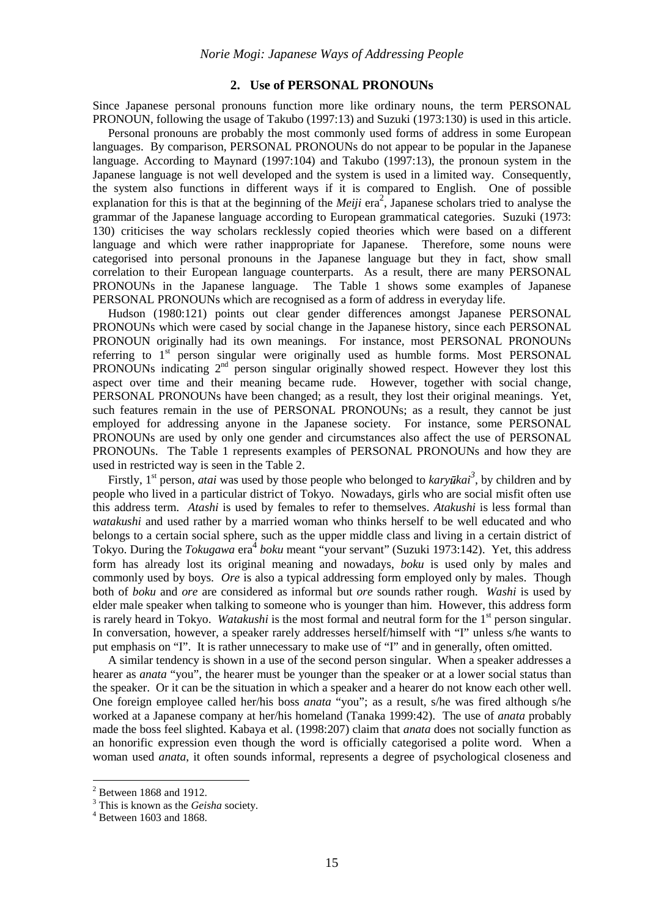## 2. Use of PERSONAL PRONOUNs

Since Japanese personal pronouns function more like ordinary nouns, the term PERSONAL PRONOUN, following the usage of Takubo (1997:13) and Suzuki (1973:130) is used in this article.

Personal pronouns are probably the most commonly used forms of address in some European languages. By comparison, PERSONAL PRONOUNs do not appear to be popular in the Japanese language. According to Maynard (1997:104) and Takubo (1997:13), the pronoun system in the Japanese language is not well developed and the system is used in a limited way. Consequently, the system also functions in different ways if it is compared to English. One of possible explanation for this is that at the beginning of the *Meiji* era[2], Japanese scholars tried to analyse the grammar of the Japanese language according to European grammatical categories. Suzuki (1973: 130) criticises the way scholars recklessly copied theories which were based on a different language and which were rather inappropriate for Japanese. Therefore, some nouns were categorised into personal pronouns in the Japanese language but they in fact, show small correlation to their European language counterparts. As a result, there are many PERSONAL PRONOUNs in the Japanese language. The Table 1 shows some examples of Japanese PERSONAL PRONOUNs which are recognised as a form of address in everyday life.

Hudson (1980:121) points out clear gender differences amongst Japanese PERSONAL PRONOUNs which were cased by social change in the Japanese history, since each PERSONAL PRONOUN originally had its own meanings. For instance, most PERSONAL PRONOUNs referring to 1st person singular were originally used as humble forms. Most PERSONAL PRONOUNs indicating 2nd person singular originally showed respect. However they lost this aspect over time and their meaning became rude. However, together with social change, PERSONAL PRONOUNs have been changed; as a result, they lost their original meanings. Yet, such features remain in the use of PERSONAL PRONOUNs; as a result, they cannot be just employed for addressing anyone in the Japanese society. For instance, some PERSONAL PRONOUNs are used by only one gender and circumstances also affect the use of PERSONAL PRONOUNs. The Table 1 represents examples of PERSONAL PRONOUNs and how they are used in restricted way is seen in the Table 2.

Firstly, 1st person, *atai* was used by those people who belonged to *karyūkai*[3], by children and by people who lived in a particular district of Tokyo. Nowadays, girls who are social misfit often use this address term. *Atashi* is used by females to refer to themselves. *Atakushi* is less formal than *watakushi* and used rather by a married woman who thinks herself to be well educated and who belongs to a certain social sphere, such as the upper middle class and living in a certain district of Tokyo. During the *Tokugawa* era[4] *boku* meant "your servant" (Suzuki 1973:142). Yet, this address form has already lost its original meaning and nowadays, *boku* is used only by males and commonly used by boys. *Ore* is also a typical addressing form employed only by males. Though both of *boku* and *ore* are considered as informal but *ore* sounds rather rough. *Washi* is used by elder male speaker when talking to someone who is younger than him. However, this address form is rarely heard in Tokyo. *Watakushi* is the most formal and neutral form for the 1st person singular. In conversation, however, a speaker rarely addresses herself/himself with "I" unless s/he wants to put emphasis on "I". It is rather unnecessary to make use of "I" and in generally, often omitted.

A similar tendency is shown in a use of the second person singular. When a speaker addresses a hearer as *anata* "you", the hearer must be younger than the speaker or at a lower social status than the speaker. Or it can be the situation in which a speaker and a hearer do not know each other well. One foreign employee called her/his boss *anata* "you"; as a result, s/he was fired although s/he worked at a Japanese company at her/his homeland (Tanaka 1999:42). The use of *anata* probably made the boss feel slighted. Kabaya et al. (1998:207) claim that *anata* does not socially function as an honorific expression even though the word is officially categorised a polite word. When a woman used *anata*, it often sounds informal, represents a degree of psychological closeness and

---

[2] Between 1868 and 1912.

[3] This is known as the *Geisha* society.

[4] Between 1603 and 1868.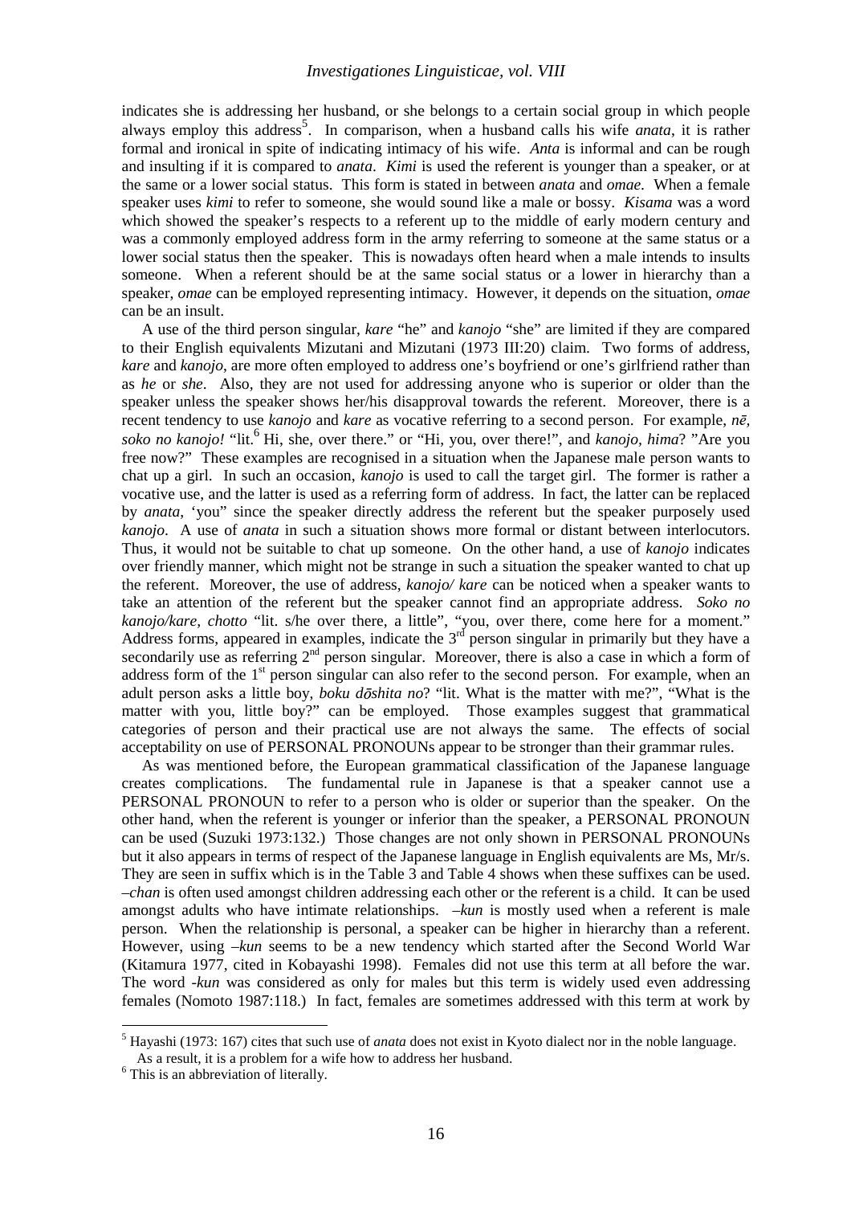indicates she is addressing her husband, or she belongs to a certain social group in which people always employ this address[5]. In comparison, when a husband calls his wife *anata*, it is rather formal and ironical in spite of indicating intimacy of his wife. *Anta* is informal and can be rough and insulting if it is compared to *anata*. *Kimi* is used the referent is younger than a speaker, or at the same or a lower social status. This form is stated in between *anata* and *omae*. When a female speaker uses *kimi* to refer to someone, she would sound like a male or bossy. *Kisama* was a word which showed the speaker's respects to a referent up to the middle of early modern century and was a commonly employed address form in the army referring to someone at the same status or a lower social status then the speaker. This is nowadays often heard when a male intends to insults someone. When a referent should be at the same social status or a lower in hierarchy than a speaker, *omae* can be employed representing intimacy. However, it depends on the situation, *omae* can be an insult.

A use of the third person singular, *kare* "he" and *kanojo* "she" are limited if they are compared to their English equivalents Mizutani and Mizutani (1973 III:20) claim. Two forms of address, *kare* and *kanojo*, are more often employed to address one's boyfriend or one's girlfriend rather than as *he* or *she*. Also, they are not used for addressing anyone who is superior or older than the speaker unless the speaker shows her/his disapproval towards the referent. Moreover, there is a recent tendency to use *kanojo* and *kare* as vocative referring to a second person. For example, *nē, soko no kanojo!* "lit.[6] Hi, she, over there." or "Hi, you, over there!", and *kanojo, hima*? "Are you free now?" These examples are recognised in a situation when the Japanese male person wants to chat up a girl. In such an occasion, *kanojo* is used to call the target girl. The former is rather a vocative use, and the latter is used as a referring form of address. In fact, the latter can be replaced by *anata*, 'you" since the speaker directly address the referent but the speaker purposely used *kanojo*. A use of *anata* in such a situation shows more formal or distant between interlocutors. Thus, it would not be suitable to chat up someone. On the other hand, a use of *kanojo* indicates over friendly manner, which might not be strange in such a situation the speaker wanted to chat up the referent. Moreover, the use of address, *kanojo/ kare* can be noticed when a speaker wants to take an attention of the referent but the speaker cannot find an appropriate address. *Soko no kanojo/kare, chotto* "lit. s/he over there, a little", "you, over there, come here for a moment." Address forms, appeared in examples, indicate the 3rd person singular in primarily but they have a secondarily use as referring 2nd person singular. Moreover, there is also a case in which a form of address form of the 1st person singular can also refer to the second person. For example, when an adult person asks a little boy, *boku dōshita no*? "lit. What is the matter with me?", "What is the matter with you, little boy?" can be employed. Those examples suggest that grammatical categories of person and their practical use are not always the same. The effects of social acceptability on use of PERSONAL PRONOUNs appear to be stronger than their grammar rules.

As was mentioned before, the European grammatical classification of the Japanese language creates complications. The fundamental rule in Japanese is that a speaker cannot use a PERSONAL PRONOUN to refer to a person who is older or superior than the speaker. On the other hand, when the referent is younger or inferior than the speaker, a PERSONAL PRONOUN can be used (Suzuki 1973:132.) Those changes are not only shown in PERSONAL PRONOUNs but it also appears in terms of respect of the Japanese language in English equivalents are Ms, Mr/s. They are seen in suffix which is in the Table 3 and Table 4 shows when these suffixes can be used. *–chan* is often used amongst children addressing each other or the referent is a child. It can be used amongst adults who have intimate relationships. *–kun* is mostly used when a referent is male person. When the relationship is personal, a speaker can be higher in hierarchy than a referent. However, using *–kun* seems to be a new tendency which started after the Second World War (Kitamura 1977, cited in Kobayashi 1998). Females did not use this term at all before the war. The word *-kun* was considered as only for males but this term is widely used even addressing females (Nomoto 1987:118.) In fact, females are sometimes addressed with this term at work by

[5] Hayashi (1973: 167) cites that such use of *anata* does not exist in Kyoto dialect nor in the noble language. As a result, it is a problem for a wife how to address her husband.

[6] This is an abbreviation of literally.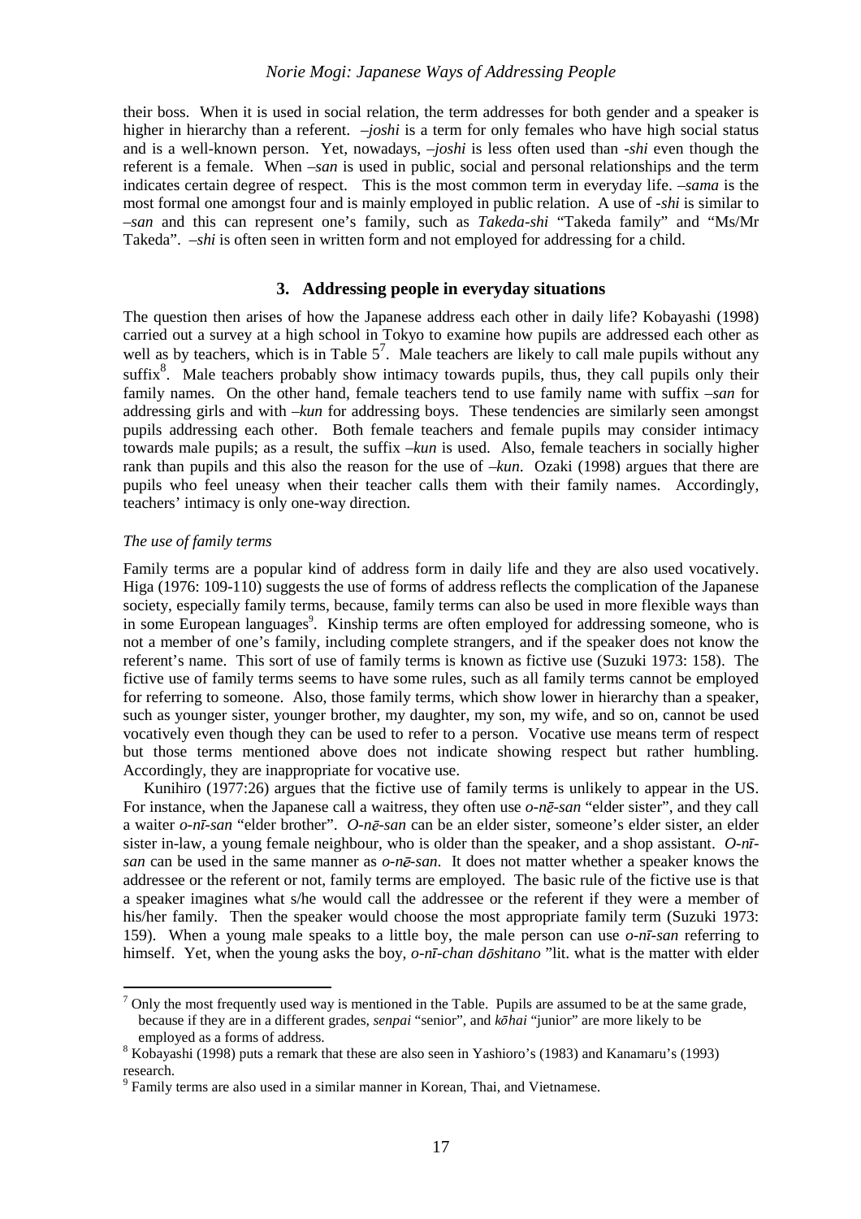their boss. When it is used in social relation, the term addresses for both gender and a speaker is higher in hierarchy than a referent. *–joshi* is a term for only females who have high social status and is a well-known person. Yet, nowadays, *–joshi* is less often used than *-shi* even though the referent is a female. When *–san* is used in public, social and personal relationships and the term indicates certain degree of respect. This is the most common term in everyday life. *–sama* is the most formal one amongst four and is mainly employed in public relation. A use of *-shi* is similar to *–san* and this can represent one's family, such as *Takeda-shi* "Takeda family" and "Ms/Mr Takeda". *–shi* is often seen in written form and not employed for addressing for a child.

## 3. Addressing people in everyday situations

The question then arises of how the Japanese address each other in daily life? Kobayashi (1998) carried out a survey at a high school in Tokyo to examine how pupils are addressed each other as well as by teachers, which is in Table 5[7]. Male teachers are likely to call male pupils without any suffix[8]. Male teachers probably show intimacy towards pupils, thus, they call pupils only their family names. On the other hand, female teachers tend to use family name with suffix *–san* for addressing girls and with *–kun* for addressing boys. These tendencies are similarly seen amongst pupils addressing each other. Both female teachers and female pupils may consider intimacy towards male pupils; as a result, the suffix *–kun* is used. Also, female teachers in socially higher rank than pupils and this also the reason for the use of *–kun*. Ozaki (1998) argues that there are pupils who feel uneasy when their teacher calls them with their family names. Accordingly, teachers' intimacy is only one-way direction.

*The use of family terms*

Family terms are a popular kind of address form in daily life and they are also used vocatively. Higa (1976: 109-110) suggests the use of forms of address reflects the complication of the Japanese society, especially family terms, because, family terms can also be used in more flexible ways than in some European languages[9]. Kinship terms are often employed for addressing someone, who is not a member of one's family, including complete strangers, and if the speaker does not know the referent's name. This sort of use of family terms is known as fictive use (Suzuki 1973: 158). The fictive use of family terms seems to have some rules, such as all family terms cannot be employed for referring to someone. Also, those family terms, which show lower in hierarchy than a speaker, such as younger sister, younger brother, my daughter, my son, my wife, and so on, cannot be used vocatively even though they can be used to refer to a person. Vocative use means term of respect but those terms mentioned above does not indicate showing respect but rather humbling. Accordingly, they are inappropriate for vocative use.

Kunihiro (1977:26) argues that the fictive use of family terms is unlikely to appear in the US. For instance, when the Japanese call a waitress, they often use *o-nē-san* "elder sister", and they call a waiter *o-nī-san* "elder brother". *O-nē-san* can be an elder sister, someone's elder sister, an elder sister in-law, a young female neighbour, who is older than the speaker, and a shop assistant. *O-nī-san* can be used in the same manner as *o-nē-san*. It does not matter whether a speaker knows the addressee or the referent or not, family terms are employed. The basic rule of the fictive use is that a speaker imagines what s/he would call the addressee or the referent if they were a member of his/her family. Then the speaker would choose the most appropriate family term (Suzuki 1973: 159). When a young male speaks to a little boy, the male person can use *o-nī-san* referring to himself. Yet, when the young asks the boy, *o-nī-chan dōshitano* "lit. what is the matter with elder

---

[7] Only the most frequently used way is mentioned in the Table. Pupils are assumed to be at the same grade, because if they are in a different grades, *senpai* "senior", and *kōhai* "junior" are more likely to be employed as a forms of address.

[8] Kobayashi (1998) puts a remark that these are also seen in Yashioro's (1983) and Kanamaru's (1993) research.

[9] Family terms are also used in a similar manner in Korean, Thai, and Vietnamese.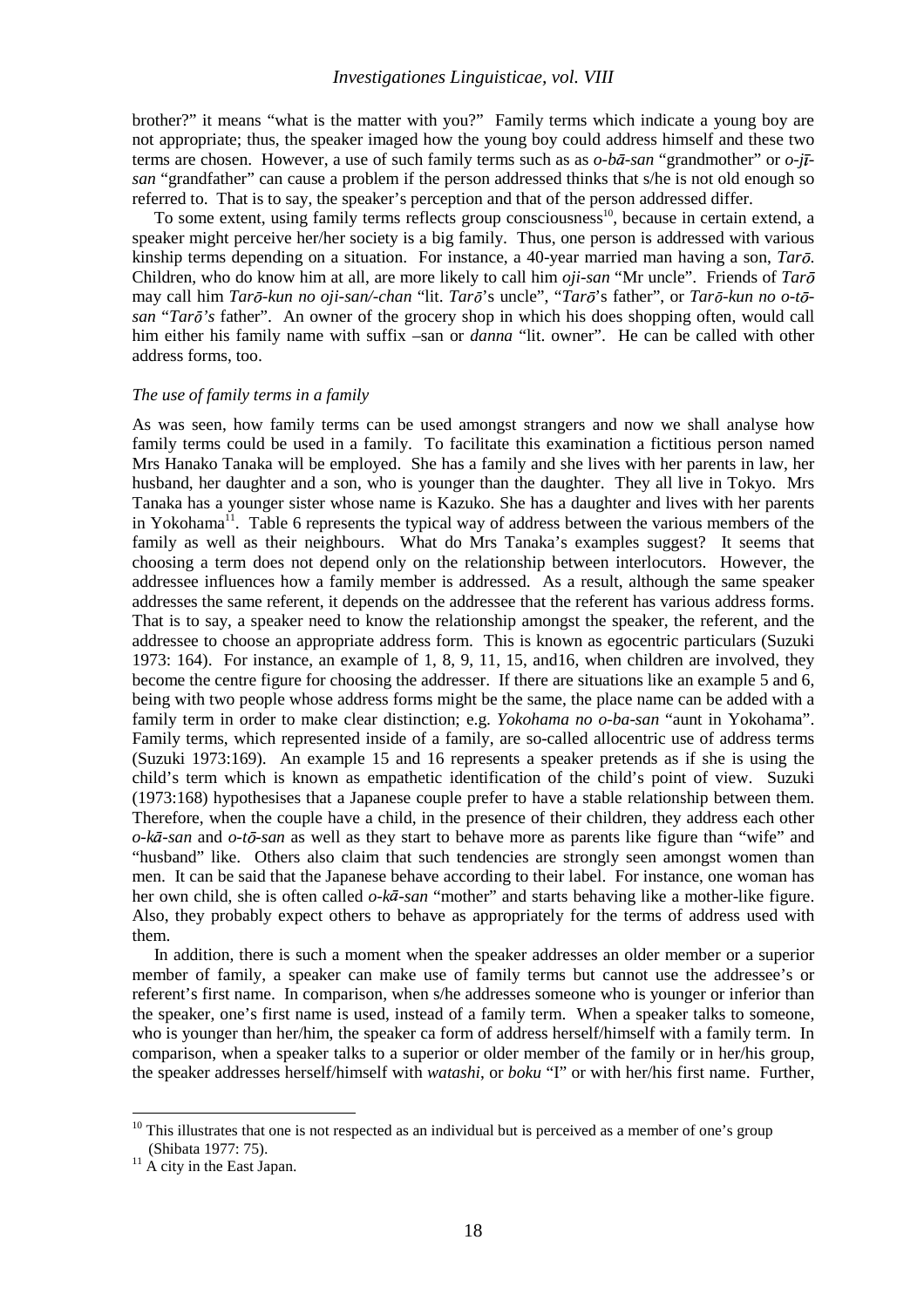brother?" it means "what is the matter with you?" Family terms which indicate a young boy are not appropriate; thus, the speaker imaged how the young boy could address himself and these two terms are chosen. However, a use of such family terms such as as *o-bā-san* "grandmother" or *o-jī-san* "grandfather" can cause a problem if the person addressed thinks that s/he is not old enough so referred to. That is to say, the speaker's perception and that of the person addressed differ.

To some extent, using family terms reflects group consciousness[10], because in certain extend, a speaker might perceive her/her society is a big family. Thus, one person is addressed with various kinship terms depending on a situation. For instance, a 40-year married man having a son, *Tarō.* Children, who do know him at all, are more likely to call him *oji-san* "Mr uncle". Friends of *Tarō* may call him *Tarō-kun no oji-san/-chan* "lit. *Tarō*'s uncle", "*Tarō*'s father", or *Tarō-kun no o-tō-san* "*Tarō's* father". An owner of the grocery shop in which his does shopping often, would call him either his family name with suffix –san or *danna* "lit. owner". He can be called with other address forms, too.

*The use of family terms in a family*

As was seen, how family terms can be used amongst strangers and now we shall analyse how family terms could be used in a family. To facilitate this examination a fictitious person named Mrs Hanako Tanaka will be employed. She has a family and she lives with her parents in law, her husband, her daughter and a son, who is younger than the daughter. They all live in Tokyo. Mrs Tanaka has a younger sister whose name is Kazuko. She has a daughter and lives with her parents in Yokohama[11]. Table 6 represents the typical way of address between the various members of the family as well as their neighbours. What do Mrs Tanaka's examples suggest? It seems that choosing a term does not depend only on the relationship between interlocutors. However, the addressee influences how a family member is addressed. As a result, although the same speaker addresses the same referent, it depends on the addressee that the referent has various address forms. That is to say, a speaker need to know the relationship amongst the speaker, the referent, and the addressee to choose an appropriate address form. This is known as egocentric particulars (Suzuki 1973: 164). For instance, an example of 1, 8, 9, 11, 15, and16, when children are involved, they become the centre figure for choosing the addresser. If there are situations like an example 5 and 6, being with two people whose address forms might be the same, the place name can be added with a family term in order to make clear distinction; e.g. *Yokohama no o-ba-san* "aunt in Yokohama". Family terms, which represented inside of a family, are so-called allocentric use of address terms (Suzuki 1973:169). An example 15 and 16 represents a speaker pretends as if she is using the child's term which is known as empathetic identification of the child's point of view. Suzuki (1973:168) hypothesises that a Japanese couple prefer to have a stable relationship between them. Therefore, when the couple have a child, in the presence of their children, they address each other *o-kā-san* and *o-tō-san* as well as they start to behave more as parents like figure than "wife" and "husband" like. Others also claim that such tendencies are strongly seen amongst women than men. It can be said that the Japanese behave according to their label. For instance, one woman has her own child, she is often called *o-kā-san* "mother" and starts behaving like a mother-like figure. Also, they probably expect others to behave as appropriately for the terms of address used with them.

In addition, there is such a moment when the speaker addresses an older member or a superior member of family, a speaker can make use of family terms but cannot use the addressee's or referent's first name. In comparison, when s/he addresses someone who is younger or inferior than the speaker, one's first name is used, instead of a family term. When a speaker talks to someone, who is younger than her/him, the speaker ca form of address herself/himself with a family term. In comparison, when a speaker talks to a superior or older member of the family or in her/his group, the speaker addresses herself/himself with *watashi*, or *boku* "I" or with her/his first name. Further,

[10] This illustrates that one is not respected as an individual but is perceived as a member of one's group (Shibata 1977: 75).

[11] A city in the East Japan.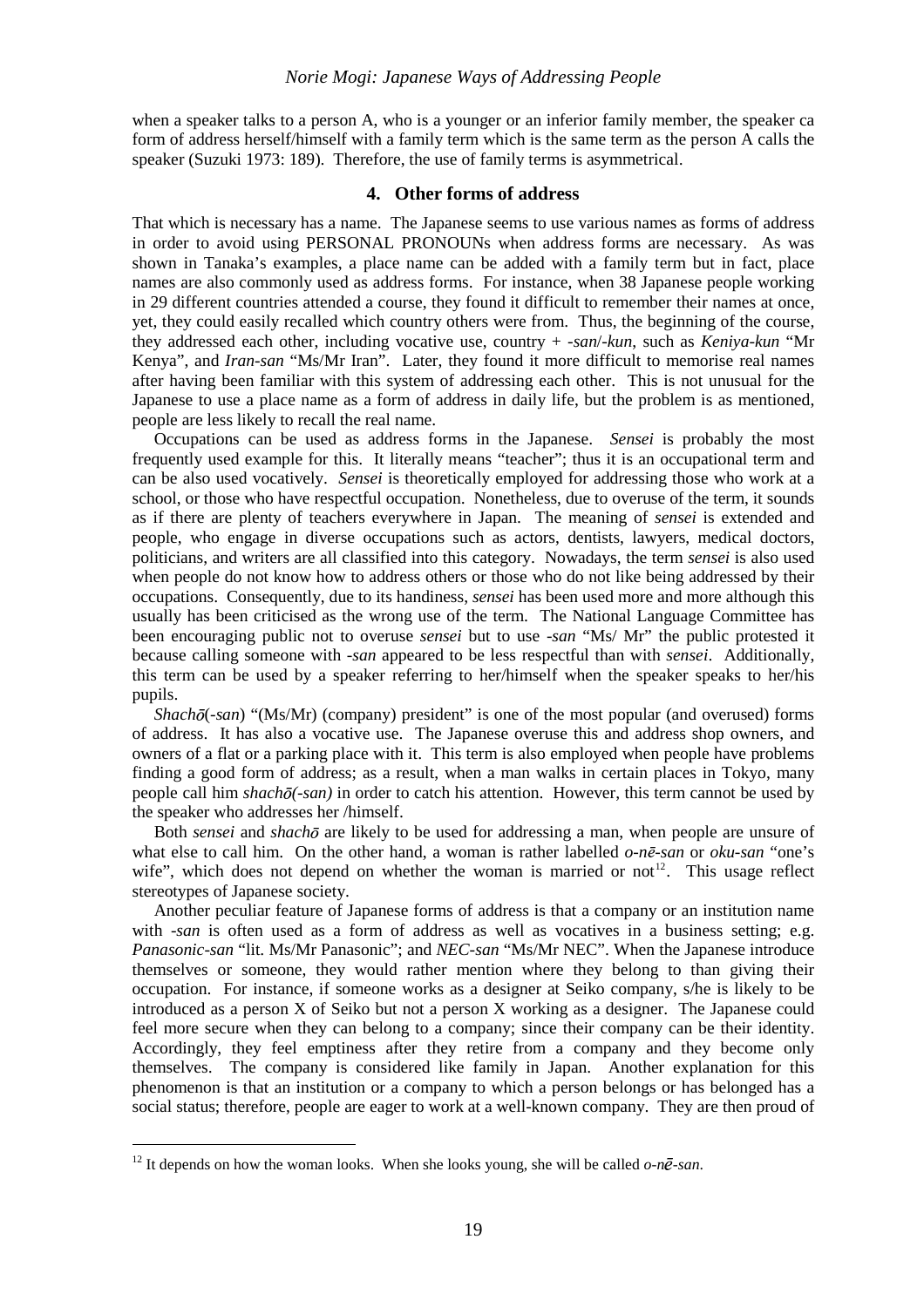when a speaker talks to a person A, who is a younger or an inferior family member, the speaker ca form of address herself/himself with a family term which is the same term as the person A calls the speaker (Suzuki 1973: 189). Therefore, the use of family terms is asymmetrical.

## 4. Other forms of address

That which is necessary has a name. The Japanese seems to use various names as forms of address in order to avoid using PERSONAL PRONOUNs when address forms are necessary. As was shown in Tanaka's examples, a place name can be added with a family term but in fact, place names are also commonly used as address forms. For instance, when 38 Japanese people working in 29 different countries attended a course, they found it difficult to remember their names at once, yet, they could easily recalled which country others were from. Thus, the beginning of the course, they addressed each other, including vocative use, country + *-san*/*-kun*, such as *Keniya-kun* "Mr Kenya", and *Iran-san* "Ms/Mr Iran". Later, they found it more difficult to memorise real names after having been familiar with this system of addressing each other. This is not unusual for the Japanese to use a place name as a form of address in daily life, but the problem is as mentioned, people are less likely to recall the real name.

Occupations can be used as address forms in the Japanese. *Sensei* is probably the most frequently used example for this. It literally means "teacher"; thus it is an occupational term and can be also used vocatively. *Sensei* is theoretically employed for addressing those who work at a school, or those who have respectful occupation. Nonetheless, due to overuse of the term, it sounds as if there are plenty of teachers everywhere in Japan. The meaning of *sensei* is extended and people, who engage in diverse occupations such as actors, dentists, lawyers, medical doctors, politicians, and writers are all classified into this category. Nowadays, the term *sensei* is also used when people do not know how to address others or those who do not like being addressed by their occupations. Consequently, due to its handiness, *sensei* has been used more and more although this usually has been criticised as the wrong use of the term. The National Language Committee has been encouraging public not to overuse *sensei* but to use *-san* "Ms/ Mr" the public protested it because calling someone with *-san* appeared to be less respectful than with *sensei*. Additionally, this term can be used by a speaker referring to her/himself when the speaker speaks to her/his pupils.

*Shachō*(*-san*) "(Ms/Mr) (company) president" is one of the most popular (and overused) forms of address. It has also a vocative use. The Japanese overuse this and address shop owners, and owners of a flat or a parking place with it. This term is also employed when people have problems finding a good form of address; as a result, when a man walks in certain places in Tokyo, many people call him *shachō(-san)* in order to catch his attention. However, this term cannot be used by the speaker who addresses her /himself.

Both *sensei* and *shachō* are likely to be used for addressing a man, when people are unsure of what else to call him. On the other hand, a woman is rather labelled *o-nē-san* or *oku-san* "one's wife", which does not depend on whether the woman is married or not[12]. This usage reflect stereotypes of Japanese society.

Another peculiar feature of Japanese forms of address is that a company or an institution name with *-san* is often used as a form of address as well as vocatives in a business setting; e.g. *Panasonic-san* "lit. Ms/Mr Panasonic"; and *NEC-san* "Ms/Mr NEC". When the Japanese introduce themselves or someone, they would rather mention where they belong to than giving their occupation. For instance, if someone works as a designer at Seiko company, s/he is likely to be introduced as a person X of Seiko but not a person X working as a designer. The Japanese could feel more secure when they can belong to a company; since their company can be their identity. Accordingly, they feel emptiness after they retire from a company and they become only themselves. The company is considered like family in Japan. Another explanation for this phenomenon is that an institution or a company to which a person belongs or has belonged has a social status; therefore, people are eager to work at a well-known company. They are then proud of

[12] It depends on how the woman looks. When she looks young, she will be called *o-nē-san*.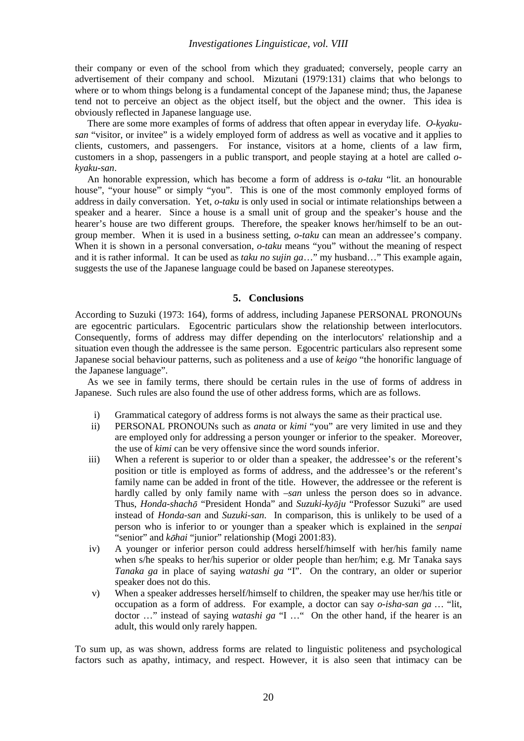their company or even of the school from which they graduated; conversely, people carry an advertisement of their company and school. Mizutani (1979:131) claims that who belongs to where or to whom things belong is a fundamental concept of the Japanese mind; thus, the Japanese tend not to perceive an object as the object itself, but the object and the owner. This idea is obviously reflected in Japanese language use.

There are some more examples of forms of address that often appear in everyday life. *O-kyaku-san* "visitor, or invitee" is a widely employed form of address as well as vocative and it applies to clients, customers, and passengers. For instance, visitors at a home, clients of a law firm, customers in a shop, passengers in a public transport, and people staying at a hotel are called *o-kyaku-san*.

An honorable expression, which has become a form of address is *o-taku* "lit. an honourable house", "your house" or simply "you". This is one of the most commonly employed forms of address in daily conversation. Yet, *o-taku* is only used in social or intimate relationships between a speaker and a hearer. Since a house is a small unit of group and the speaker's house and the hearer's house are two different groups. Therefore, the speaker knows her/himself to be an out-group member. When it is used in a business setting, *o-taku* can mean an addressee's company. When it is shown in a personal conversation, *o-taku* means "you" without the meaning of respect and it is rather informal. It can be used as *taku no sujin ga*…" my husband…" This example again, suggests the use of the Japanese language could be based on Japanese stereotypes.

## 5. Conclusions

According to Suzuki (1973: 164), forms of address, including Japanese PERSONAL PRONOUNs are egocentric particulars. Egocentric particulars show the relationship between interlocutors. Consequently, forms of address may differ depending on the interlocutors' relationship and a situation even though the addressee is the same person. Egocentric particulars also represent some Japanese social behaviour patterns, such as politeness and a use of *keigo* "the honorific language of the Japanese language".

As we see in family terms, there should be certain rules in the use of forms of address in Japanese. Such rules are also found the use of other address forms, which are as follows.

i) Grammatical category of address forms is not always the same as their practical use.

ii) PERSONAL PRONOUNs such as *anata* or *kimi* "you" are very limited in use and they are employed only for addressing a person younger or inferior to the speaker. Moreover, the use of *kimi* can be very offensive since the word sounds inferior.

iii) When a referent is superior to or older than a speaker, the addressee's or the referent's position or title is employed as forms of address, and the addressee's or the referent's family name can be added in front of the title. However, the addressee or the referent is hardly called by only family name with *–san* unless the person does so in advance. Thus, *Honda-shachō* "President Honda" and *Suzuki-kyōju* "Professor Suzuki" are used instead of *Honda-san* and *Suzuki-san*. In comparison, this is unlikely to be used of a person who is inferior to or younger than a speaker which is explained in the *senpai* "senior" and *kōhai* "junior" relationship (Mogi 2001:83).

iv) A younger or inferior person could address herself/himself with her/his family name when s/he speaks to her/his superior or older people than her/him; e.g. Mr Tanaka says *Tanaka ga* "I". in place of saying *watashi ga* "I". On the contrary, an older or superior speaker does not do this.

v) When a speaker addresses herself/himself to children, the speaker may use her/his title or occupation as a form of address. For example, a doctor can say *o-isha-san ga* … "lit, doctor …" instead of saying *watashi ga* "I …" On the other hand, if the hearer is an adult, this would only rarely happen.

To sum up, as was shown, address forms are related to linguistic politeness and psychological factors such as apathy, intimacy, and respect. However, it is also seen that intimacy can be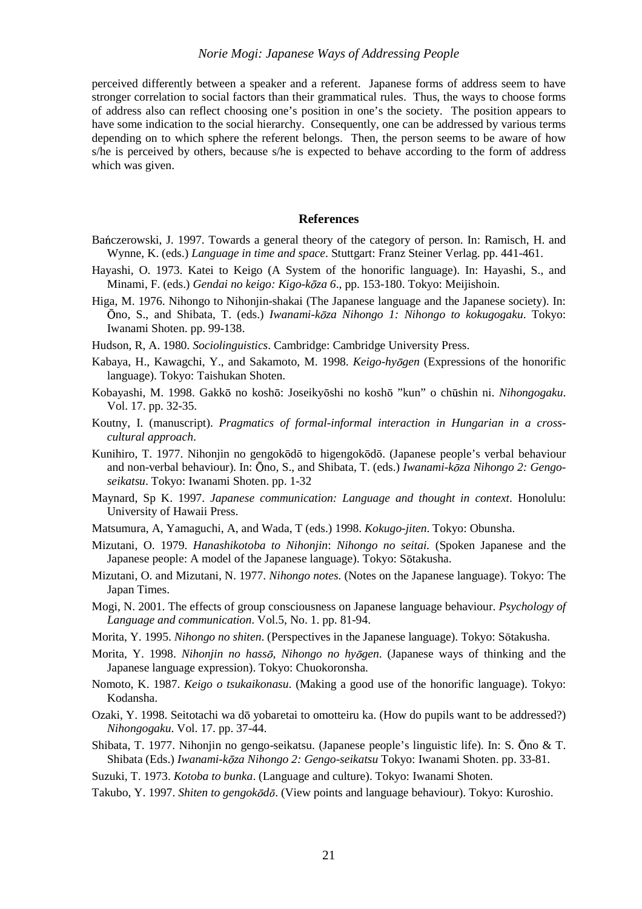perceived differently between a speaker and a referent. Japanese forms of address seem to have stronger correlation to social factors than their grammatical rules. Thus, the ways to choose forms of address also can reflect choosing one's position in one's the society. The position appears to have some indication to the social hierarchy. Consequently, one can be addressed by various terms depending on to which sphere the referent belongs. Then, the person seems to be aware of how s/he is perceived by others, because s/he is expected to behave according to the form of address which was given.

## References

Bańczerowski, J. 1997. Towards a general theory of the category of person. In: Ramisch, H. and Wynne, K. (eds.) *Language in time and space*. Stuttgart: Franz Steiner Verlag. pp. 441-461.

Hayashi, O. 1973. Katei to Keigo (A System of the honorific language). In: Hayashi, S., and Minami, F. (eds.) *Gendai no keigo: Kigo-kōza 6*., pp. 153-180. Tokyo: Meijishoin.

Higa, M. 1976. Nihongo to Nihonjin-shakai (The Japanese language and the Japanese society). In: Ōno, S., and Shibata, T. (eds.) *Iwanami-kōza Nihongo 1: Nihongo to kokugogaku*. Tokyo: Iwanami Shoten. pp. 99-138.

Hudson, R, A. 1980. *Sociolinguistics*. Cambridge: Cambridge University Press.

Kabaya, H., Kawagchi, Y., and Sakamoto, M. 1998. *Keigo-hyōgen* (Expressions of the honorific language). Tokyo: Taishukan Shoten.

Kobayashi, M. 1998. Gakkō no koshō: Joseikyōshi no koshō "kun" o chūshin ni. *Nihongogaku*. Vol. 17. pp. 32-35.

Koutny, I. (manuscript). *Pragmatics of formal-informal interaction in Hungarian in a cross-cultural approach*.

Kunihiro, T. 1977. Nihonjin no gengokōdō to higengokōdō. (Japanese people's verbal behaviour and non-verbal behaviour). In: Ōno, S., and Shibata, T. (eds.) *Iwanami-kōza Nihongo 2: Gengo-seikatsu*. Tokyo: Iwanami Shoten. pp. 1-32

Maynard, Sp K. 1997. *Japanese communication: Language and thought in context*. Honolulu: University of Hawaii Press.

Matsumura, A, Yamaguchi, A, and Wada, T (eds.) 1998. *Kokugo-jiten*. Tokyo: Obunsha.

Mizutani, O. 1979. *Hanashikotoba to Nihonjin*: *Nihongo no seitai.* (Spoken Japanese and the Japanese people: A model of the Japanese language). Tokyo: Sōtakusha.

Mizutani, O. and Mizutani, N. 1977. *Nihongo notes.* (Notes on the Japanese language). Tokyo: The Japan Times.

Mogi, N. 2001. The effects of group consciousness on Japanese language behaviour. *Psychology of Language and communication*. Vol.5, No. 1. pp. 81-94.

Morita, Y. 1995. *Nihongo no shiten*. (Perspectives in the Japanese language). Tokyo: Sōtakusha.

Morita, Y. 1998. *Nihonjin no hassō, Nihongo no hyōgen*. (Japanese ways of thinking and the Japanese language expression). Tokyo: Chuokoronsha.

Nomoto, K. 1987. *Keigo o tsukaikonasu*. (Making a good use of the honorific language). Tokyo: Kodansha.

Ozaki, Y. 1998. Seitotachi wa dō yobaretai to omotteiru ka. (How do pupils want to be addressed?) *Nihongogaku*. Vol. 17. pp. 37-44.

Shibata, T. 1977. Nihonjin no gengo-seikatsu. (Japanese people's linguistic life). In: S. Ōno & T. Shibata (Eds.) *Iwanami-kōza Nihongo 2: Gengo-seikatsu* Tokyo: Iwanami Shoten. pp. 33-81.

Suzuki, T. 1973. *Kotoba to bunka*. (Language and culture). Tokyo: Iwanami Shoten.

Takubo, Y. 1997. *Shiten to gengokōdō*. (View points and language behaviour). Tokyo: Kuroshio.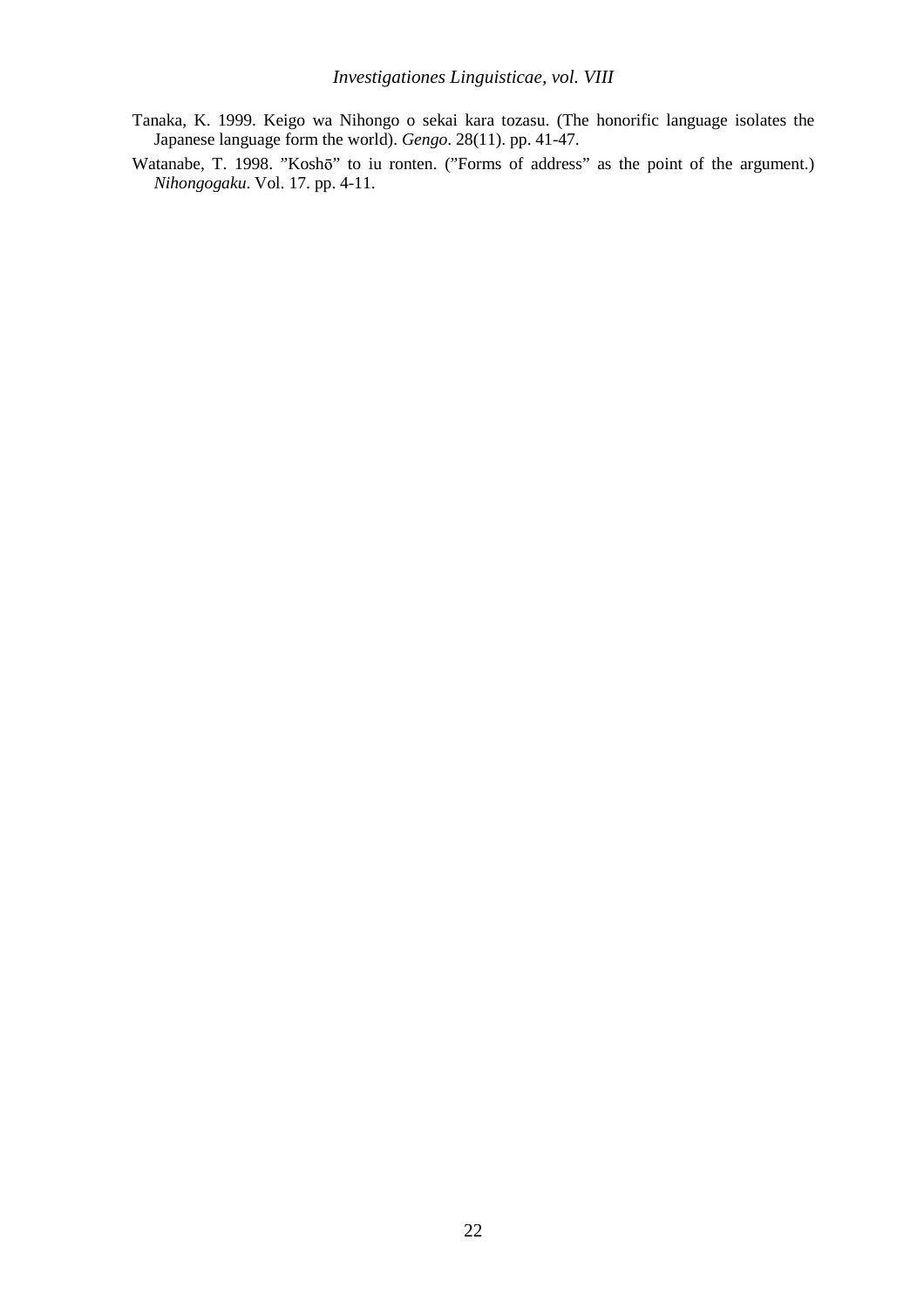Tanaka, K. 1999. Keigo wa Nihongo o sekai kara tozasu. (The honorific language isolates the Japanese language form the world). *Gengo*. 28(11). pp. 41-47.

Watanabe, T. 1998. ”Koshō” to iu ronten. (”Forms of address” as the point of the argument.) *Nihongogaku*. Vol. 17. pp. 4-11.